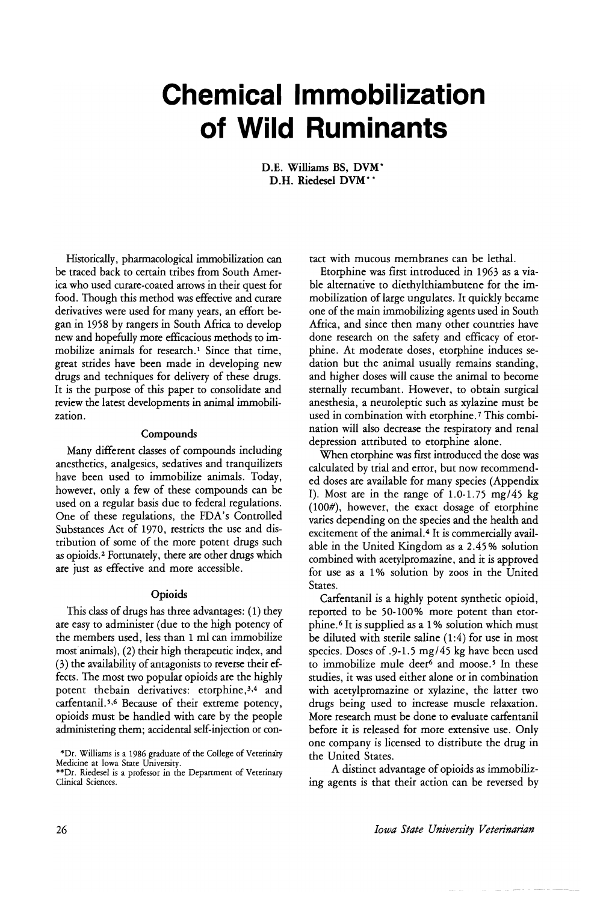# Chemical Immobilization of Wild Ruminants

D.E. Williams BS, DVM*
D.H. Riedesel DVM**

Historically, pharmacological immobilization can be traced back to certain tribes from South America who used curare-coated arrows in their quest for food. Though this method was effective and curare derivatives were used for many years, an effort began in 1958 by rangers in South Africa to develop new and hopefully more efficacious methods to immobilize animals for research.[1] Since that time, great strides have been made in developing new drugs and techniques for delivery of these drugs. It is the purpose of this paper to consolidate and review the latest developments in animal immobilization.

### Compounds

Many different classes of compounds including anesthetics, analgesics, sedatives and tranquilizers have been used to immobilize animals. Today, however, only a few of these compounds can be used on a regular basis due to federal regulations. One of these regulations, the FDA's Controlled Substances Act of 1970, restricts the use and distribution of some of the more potent drugs such as opioids.[2] Fortunately, there are other drugs which are just as effective and more accessible.

### Opioids

This class of drugs has three advantages: (1) they are easy to administer (due to the high potency of the members used, less than 1 ml can immobilize most animals), (2) their high therapeutic index, and (3) the availability of antagonists to reverse their effects. The most two popular opioids are the highly potent thebain derivatives: etorphine,[3,4] and carfentanil.[5,6] Because of their extreme potency, opioids must be handled with care by the people administering them; accidental self-injection or contact with mucous membranes can be lethal.

Etorphine was first introduced in 1963 as a viable alternative to diethylthiambutene for the immobilization of large ungulates. It quickly became one of the main immobilizing agents used in South Africa, and since then many other countries have done research on the safety and efficacy of etorphine. At moderate doses, etorphine induces sedation but the animal usually remains standing, and higher doses will cause the animal to become sternally recumbant. However, to obtain surgical anesthesia, a neuroleptic such as xylazine must be used in combination with etorphine.[7] This combination will also decrease the respiratory and renal depression attributed to etorphine alone.

When etorphine was first introduced the dose was calculated by trial and error, but now recommended doses are available for many species (Appendix I). Most are in the range of 1.0-1.75 mg/45 kg (100#), however, the exact dosage of etorphine varies depending on the species and the health and excitement of the animal.[4] It is commercially available in the United Kingdom as a 2.45% solution combined with acetylpromazine, and it is approved for use as a 1% solution by zoos in the United States.

Carfentanil is a highly potent synthetic opioid, reported to be 50-100% more potent than etorphine.[6] It is supplied as a 1% solution which must be diluted with sterile saline (1:4) for use in most species. Doses of .9-1.5 mg/45 kg have been used to immobilize mule deer[6] and moose.[5] In these studies, it was used either alone or in combination with acetylpromazine or xylazine, the latter two drugs being used to increase muscle relaxation. More research must be done to evaluate carfentanil before it is released for more extensive use. Only one company is licensed to distribute the drug in the United States.

A distinct advantage of opioids as immobilizing agents is that their action can be reversed by

*Dr. Williams is a 1986 graduate of the College of Veterinary Medicine at Iowa State University.
**Dr. Riedesel is a professor in the Department of Veterinary Clinical Sciences.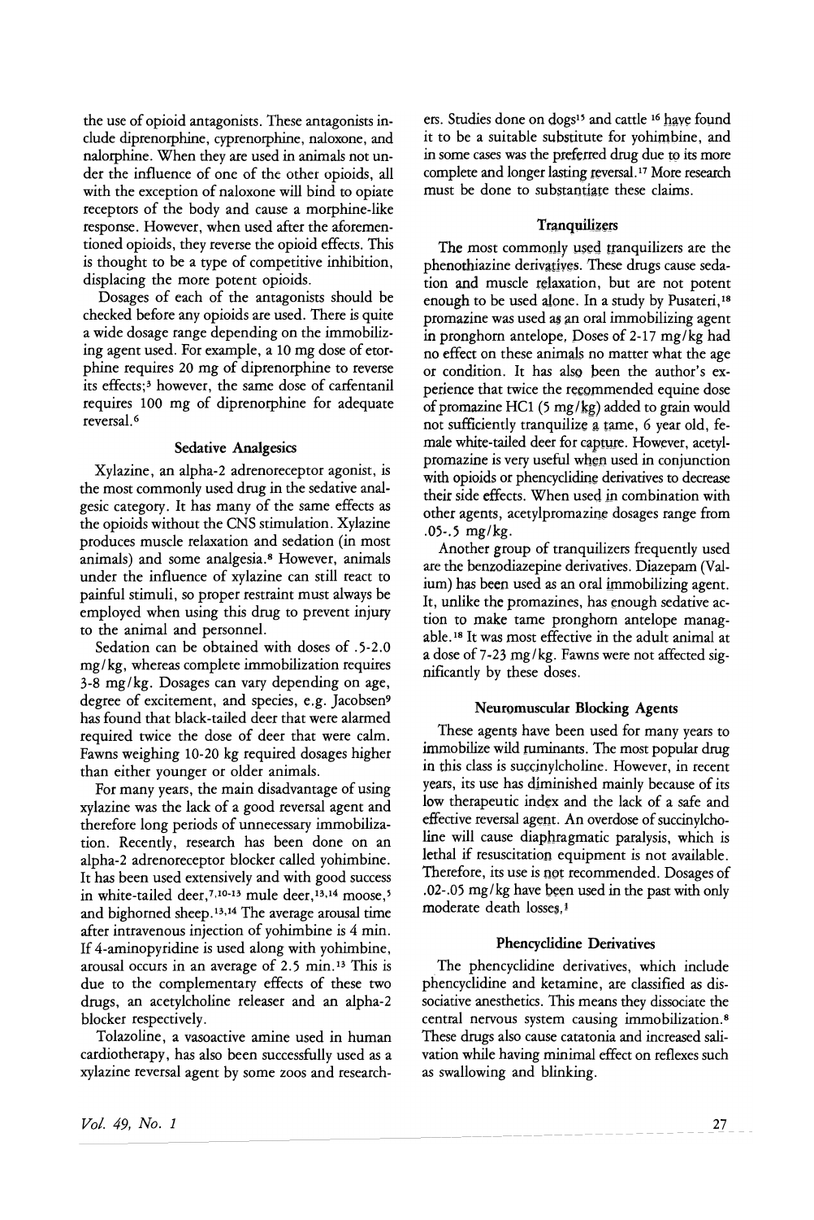the use of opioid antagonists. These antagonists include diprenorphine, cyprenorphine, naloxone, and nalorphine. When they are used in animals not under the influence of one of the other opioids, all with the exception of naloxone will bind to opiate receptors of the body and cause a morphine-like response. However, when used after the aforementioned opioids, they reverse the opioid effects. This is thought to be a type of competitive inhibition, displacing the more potent opioids.

Dosages of each of the antagonists should be checked before any opioids are used. There is quite a wide dosage range depending on the immobilizing agent used. For example, a 10 mg dose of etorphine requires 20 mg of diprenorphine to reverse its effects;[3] however, the same dose of carfentanil requires 100 mg of diprenorphine for adequate reversal.[6]

### Sedative Analgesics

Xylazine, an alpha-2 adrenoreceptor agonist, is the most commonly used drug in the sedative analgesic category. It has many of the same effects as the opioids without the CNS stimulation. Xylazine produces muscle relaxation and sedation (in most animals) and some analgesia.[8] However, animals under the influence of xylazine can still react to painful stimuli, so proper restraint must always be employed when using this drug to prevent injury to the animal and personnel.

Sedation can be obtained with doses of .5-2.0 mg/kg, whereas complete immobilization requires 3-8 mg/kg. Dosages can vary depending on age, degree of excitement, and species, e.g. Jacobsen[9] has found that black-tailed deer that were alarmed required twice the dose of deer that were calm. Fawns weighing 10-20 kg required dosages higher than either younger or older animals.

For many years, the main disadvantage of using xylazine was the lack of a good reversal agent and therefore long periods of unnecessary immobilization. Recently, research has been done on an alpha-2 adrenoreceptor blocker called yohimbine. It has been used extensively and with good success in white-tailed deer,[7,10-13] mule deer,[13,14] moose,[5] and bighorned sheep.[13,14] The average arousal time after intravenous injection of yohimbine is 4 min. If 4-aminopyridine is used along with yohimbine, arousal occurs in an average of 2.5 min.[13] This is due to the complementary effects of these two drugs, an acetylcholine releaser and an alpha-2 blocker respectively.

Tolazoline, a vasoactive amine used in human cardiotherapy, has also been successfully used as a xylazine reversal agent by some zoos and researchers. Studies done on dogs[15] and cattle[16] have found it to be a suitable substitute for yohimbine, and in some cases was the preferred drug due to its more complete and longer lasting reversal.[17] More research must be done to substantiate these claims.

### Tranquilizers

The most commonly used tranquilizers are the phenothiazine derivatives. These drugs cause sedation and muscle relaxation, but are not potent enough to be used alone. In a study by Pusateri,[18] promazine was used as an oral immobilizing agent in pronghorn antelope. Doses of 2-17 mg/kg had no effect on these animals no matter what the age or condition. It has also been the author's experience that twice the recommended equine dose of promazine HCl (5 mg/kg) added to grain would not sufficiently tranquilize a tame, 6 year old, female white-tailed deer for capture. However, acetylpromazine is very useful when used in conjunction with opioids or phencyclidine derivatives to decrease their side effects. When used in combination with other agents, acetylpromazine dosages range from .05-.5 mg/kg.

Another group of tranquilizers frequently used are the benzodiazepine derivatives. Diazepam (Valium) has been used as an oral immobilizing agent. It, unlike the promazines, has enough sedative action to make tame pronghorn antelope manageable.[18] It was most effective in the adult animal at a dose of 7-23 mg/kg. Fawns were not affected significantly by these doses.

### Neuromuscular Blocking Agents

These agents have been used for many years to immobilize wild ruminants. The most popular drug in this class is succinylcholine. However, in recent years, its use has diminished mainly because of its low therapeutic index and the lack of a safe and effective reversal agent. An overdose of succinylcholine will cause diaphragmatic paralysis, which is lethal if resuscitation equipment is not available. Therefore, its use is not recommended. Dosages of .02-.05 mg/kg have been used in the past with only moderate death losses.[1]

### Phencyclidine Derivatives

The phencyclidine derivatives, which include phencyclidine and ketamine, are classified as dissociative anesthetics. This means they dissociate the central nervous system causing immobilization.[8] These drugs also cause catatonia and increased salivation while having minimal effect on reflexes such as swallowing and blinking.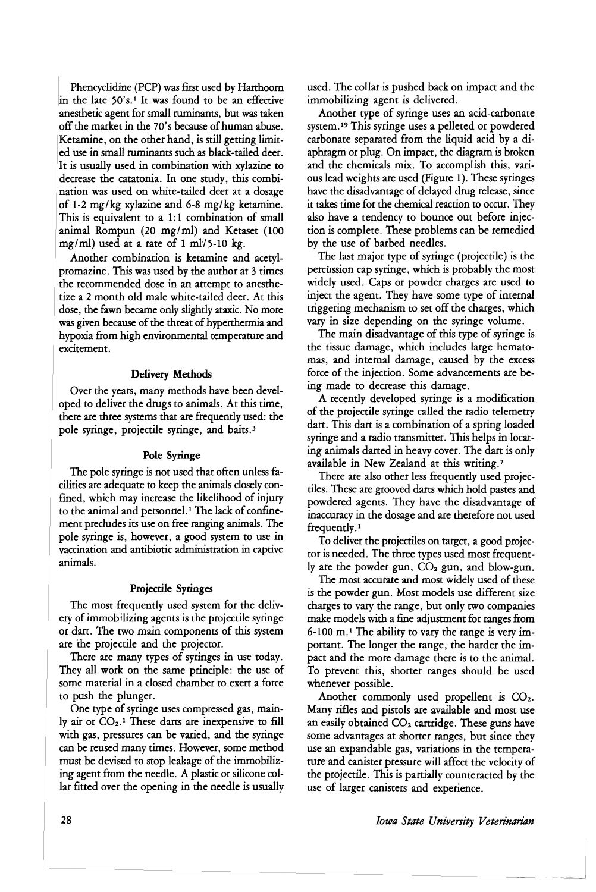Phencyclidine (PCP) was first used by Harthoorn in the late 50's.[1] It was found to be an effective anesthetic agent for small ruminants, but was taken off the market in the 70's because of human abuse. Ketamine, on the other hand, is still getting limited use in small ruminants such as black-tailed deer. It is usually used in combination with xylazine to decrease the catatonia. In one study, this combination was used on white-tailed deer at a dosage of 1-2 mg/kg xylazine and 6-8 mg/kg ketamine. This is equivalent to a 1:1 combination of small animal Rompun (20 mg/ml) and Ketaset (100 mg/ml) used at a rate of 1 ml/5-10 kg.

Another combination is ketamine and acetylpromazine. This was used by the author at 3 times the recommended dose in an attempt to anesthetize a 2 month old male white-tailed deer. At this dose, the fawn became only slightly ataxic. No more was given because of the threat of hyperthermia and hypoxia from high environmental temperature and excitement.

### Delivery Methods

Over the years, many methods have been developed to deliver the drugs to animals. At this time, there are three systems that are frequently used: the pole syringe, projectile syringe, and baits.[3]

### Pole Syringe

The pole syringe is not used that often unless facilities are adequate to keep the animals closely confined, which may increase the likelihood of injury to the animal and personnel.[1] The lack of confinement precludes its use on free ranging animals. The pole syringe is, however, a good system to use in vaccination and antibiotic administration in captive animals.

### Projectile Syringes

The most frequently used system for the delivery of immobilizing agents is the projectile syringe or dart. The two main components of this system are the projectile and the projector.

There are many types of syringes in use today. They all work on the same principle: the use of some material in a closed chamber to exert a force to push the plunger.

One type of syringe uses compressed gas, mainly air or $CO_2$.[1] These darts are inexpensive to fill with gas, pressures can be varied, and the syringe can be reused many times. However, some method must be devised to stop leakage of the immobilizing agent from the needle. A plastic or silicone collar fitted over the opening in the needle is usually used. The collar is pushed back on impact and the immobilizing agent is delivered.

Another type of syringe uses an acid-carbonate system.[19] This syringe uses a pelleted or powdered carbonate separated from the liquid acid by a diaphragm or plug. On impact, the diagram is broken and the chemicals mix. To accomplish this, various lead weights are used (Figure 1). These syringes have the disadvantage of delayed drug release, since it takes time for the chemical reaction to occur. They also have a tendency to bounce out before injection is complete. These problems can be remedied by the use of barbed needles.

The last major type of syringe (projectile) is the percussion cap syringe, which is probably the most widely used. Caps or powder charges are used to inject the agent. They have some type of internal triggering mechanism to set off the charges, which vary in size depending on the syringe volume.

The main disadvantage of this type of syringe is the tissue damage, which includes large hematomas, and internal damage, caused by the excess force of the injection. Some advancements are being made to decrease this damage.

A recently developed syringe is a modification of the projectile syringe called the radio telemetry dart. This dart is a combination of a spring loaded syringe and a radio transmitter. This helps in locating animals darted in heavy cover. The dart is only available in New Zealand at this writing.[7]

There are also other less frequently used projectiles. These are grooved darts which hold pastes and powdered agents. They have the disadvantage of inaccuracy in the dosage and are therefore not used frequently.[1]

To deliver the projectiles on target, a good projector is needed. The three types used most frequently are the powder gun, $CO_2$ gun, and blow-gun.

The most accurate and most widely used of these is the powder gun. Most models use different size charges to vary the range, but only two companies make models with a fine adjustment for ranges from 6-100 m.[1] The ability to vary the range is very important. The longer the range, the harder the impact and the more damage there is to the animal. To prevent this, shorter ranges should be used whenever possible.

Another commonly used propellent is $CO_2$. Many rifles and pistols are available and most use an easily obtained $CO_2$ cartridge. These guns have some advantages at shorter ranges, but since they use an expandable gas, variations in the temperature and canister pressure will affect the velocity of the projectile. This is partially counteracted by the use of larger canisters and experience.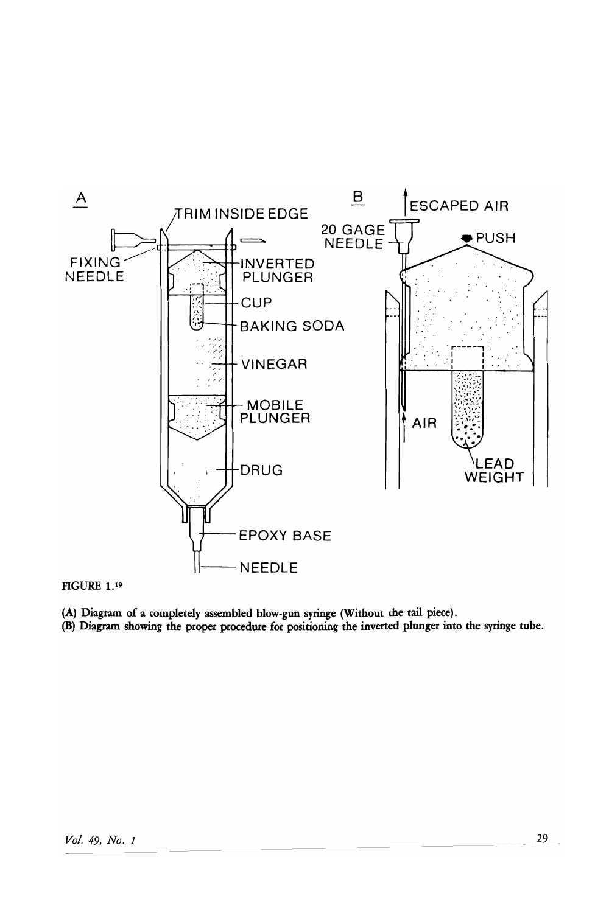A

TRIM INSIDE EDGE

FIXING NEEDLE

INVERTED PLUNGER

CUP

BAKING SODA

VINEGAR

MOBILE PLUNGER

DRUG

EPOXY BASE

NEEDLE

B

ESCAPED AIR

20 GAGE NEEDLE

PUSH

AIR

LEAD WEIGHT

**FIGURE 1.**[19]

**(A) Diagram of a completely assembled blow-gun syringe (Without the tail piece).**
**(B) Diagram showing the proper procedure for positioning the inverted plunger into the syringe tube.**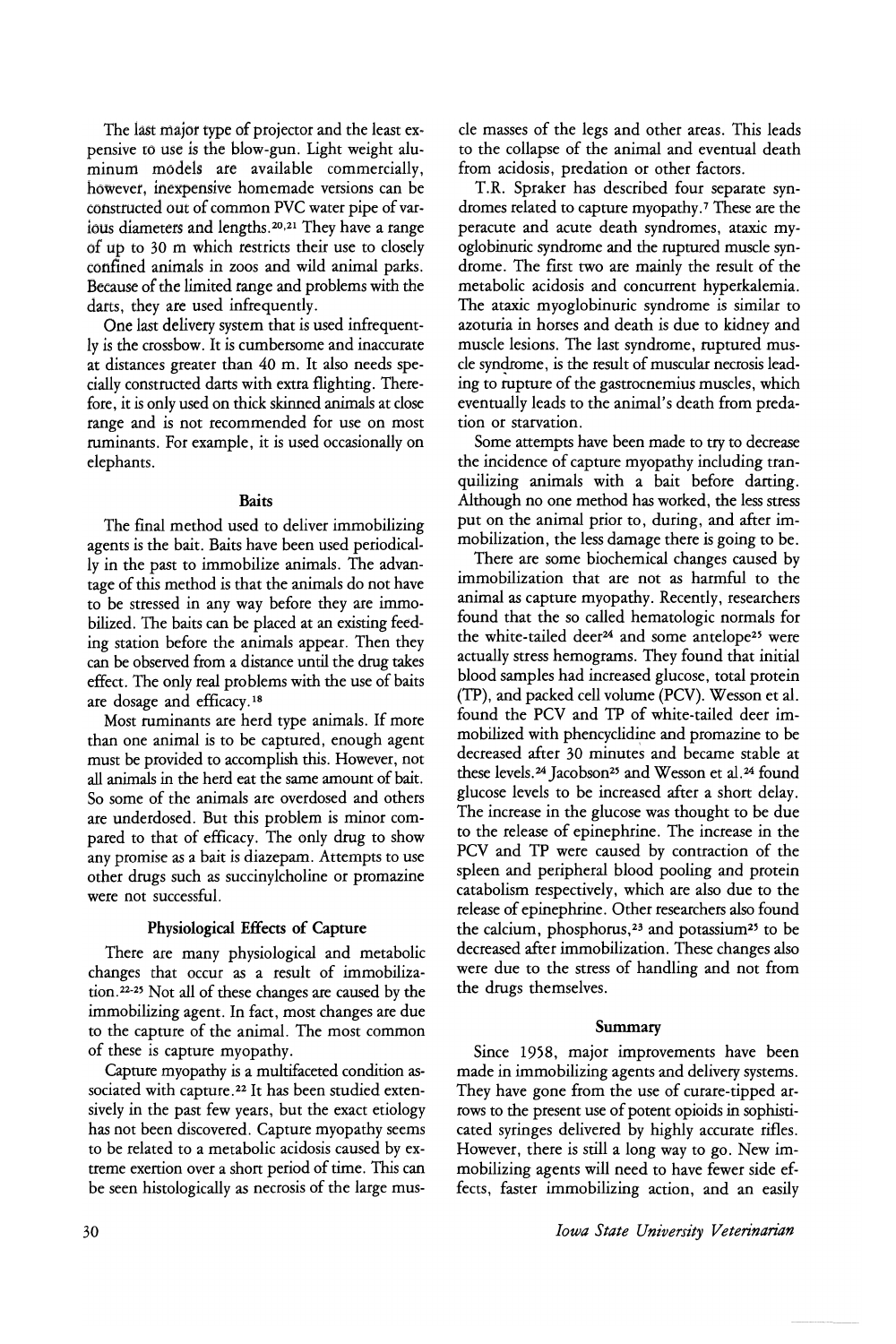The last major type of projector and the least expensive to use is the blow-gun. Light weight aluminum models are available commercially, however, inexpensive homemade versions can be constructed out of common PVC water pipe of various diameters and lengths.[20,21] They have a range of up to 30 m which restricts their use to closely confined animals in zoos and wild animal parks. Because of the limited range and problems with the darts, they are used infrequently.

One last delivery system that is used infrequently is the crossbow. It is cumbersome and inaccurate at distances greater than 40 m. It also needs specially constructed darts with extra flighting. Therefore, it is only used on thick skinned animals at close range and is not recommended for use on most ruminants. For example, it is used occasionally on elephants.

### Baits

The final method used to deliver immobilizing agents is the bait. Baits have been used periodically in the past to immobilize animals. The advantage of this method is that the animals do not have to be stressed in any way before they are immobilized. The baits can be placed at an existing feeding station before the animals appear. Then they can be observed from a distance until the drug takes effect. The only real problems with the use of baits are dosage and efficacy.[18]

Most ruminants are herd type animals. If more than one animal is to be captured, enough agent must be provided to accomplish this. However, not all animals in the herd eat the same amount of bait. So some of the animals are overdosed and others are underdosed. But this problem is minor compared to that of efficacy. The only drug to show any promise as a bait is diazepam. Attempts to use other drugs such as succinylcholine or promazine were not successful.

### Physiological Effects of Capture

There are many physiological and metabolic changes that occur as a result of immobilization.[22-25] Not all of these changes are caused by the immobilizing agent. In fact, most changes are due to the capture of the animal. The most common of these is capture myopathy.

Capture myopathy is a multifaceted condition associated with capture.[22] It has been studied extensively in the past few years, but the exact etiology has not been discovered. Capture myopathy seems to be related to a metabolic acidosis caused by extreme exertion over a short period of time. This can be seen histologically as necrosis of the large muscle masses of the legs and other areas. This leads to the collapse of the animal and eventual death from acidosis, predation or other factors.

T.R. Spraker has described four separate syndromes related to capture myopathy.[7] These are the peracute and acute death syndromes, ataxic myoglobinuric syndrome and the ruptured muscle syndrome. The first two are mainly the result of the metabolic acidosis and concurrent hyperkalemia. The ataxic myoglobinuric syndrome is similar to azoturia in horses and death is due to kidney and muscle lesions. The last syndrome, ruptured muscle syndrome, is the result of muscular necrosis leading to rupture of the gastrocnemius muscles, which eventually leads to the animal's death from predation or starvation.

Some attempts have been made to try to decrease the incidence of capture myopathy including tranquilizing animals with a bait before darting. Although no one method has worked, the less stress put on the animal prior to, during, and after immobilization, the less damage there is going to be.

There are some biochemical changes caused by immobilization that are not as harmful to the animal as capture myopathy. Recently, researchers found that the so called hematologic normals for the white-tailed deer[24] and some antelope[25] were actually stress hemograms. They found that initial blood samples had increased glucose, total protein (TP), and packed cell volume (PCV). Wesson et al. found the PCV and TP of white-tailed deer immobilized with phencyclidine and promazine to be decreased after 30 minutes and became stable at these levels.[24] Jacobson[25] and Wesson et al.[24] found glucose levels to be increased after a short delay. The increase in the glucose was thought to be due to the release of epinephrine. The increase in the PCV and TP were caused by contraction of the spleen and peripheral blood pooling and protein catabolism respectively, which are also due to the release of epinephrine. Other researchers also found the calcium, phosphorus,[23] and potassium[25] to be decreased after immobilization. These changes also were due to the stress of handling and not from the drugs themselves.

### Summary

Since 1958, major improvements have been made in immobilizing agents and delivery systems. They have gone from the use of curare-tipped arrows to the present use of potent opioids in sophisticated syringes delivered by highly accurate rifles. However, there is still a long way to go. New immobilizing agents will need to have fewer side effects, faster immobilizing action, and an easily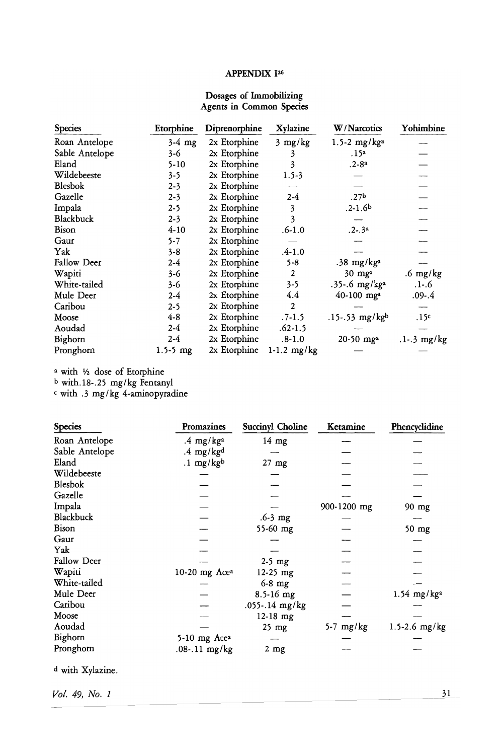## APPENDIX I[26]

### Dosages of Immobilizing Agents in Common Species

| Species | Etorphine | Diprenorphine | Xylazine | W/Narcotics | Yohimbine |
|---|---|---|---|---|---|
| Roan Antelope | 3-4 mg | 2x Etorphine | 3 mg/kg | 1.5-2 mg/kg[a] | — |
| Sable Antelope | 3-6 | 2x Etorphine | 3 | .15[a] | — |
| Eland | 5-10 | 2x Etorphine | 3 | .2-8[a] | — |
| Wildebeeste | 3-5 | 2x Etorphine | 1.5-3 | — | — |
| Blesbok | 2-3 | 2x Etorphine | — | — | — |
| Gazelle | 2-3 | 2x Etorphine | 2-4 | .27[b] | — |
| Impala | 2-5 | 2x Etorphine | 3 | .2-1.6[b] | — |
| Blackbuck | 2-3 | 2x Etorphine | 3 | — | — |
| Bison | 4-10 | 2x Etorphine | .6-1.0 | .2-.3[a] | — |
| Gaur | 5-7 | 2x Etorphine | — | — | — |
| Yak | 3-8 | 2x Etorphine | .4-1.0 | — | — |
| Fallow Deer | 2-4 | 2x Etorphine | 5-8 | .38 mg/kg[a] | — |
| Wapiti | 3-6 | 2x Etorphine | 2 | 30 mg[a] | .6 mg/kg |
| White-tailed | 3-6 | 2x Etorphine | 3-5 | .35-.6 mg/kg[a] | .1-.6 |
| Mule Deer | 2-4 | 2x Etorphine | 4.4 | 40-100 mg[a] | .09-.4 |
| Caribou | 2-5 | 2x Etorphine | 2 | — | — |
| Moose | 4-8 | 2x Etorphine | .7-1.5 | .15-.53 mg/kg[b] | .15[c] |
| Aoudad | 2-4 | 2x Etorphine | .62-1.5 | — | — |
| Bighorn | 2-4 | 2x Etorphine | .8-1.0 | 20-50 mg[a] | .1-.3 mg/kg |
| Pronghorn | 1.5-5 mg | 2x Etorphine | 1-1.2 mg/kg | — | — |

[a] with ½ dose of Etorphine
[b] with .18-.25 mg/kg Fentanyl
[c] with .3 mg/kg 4-aminopyradine

| Species | Promazines | Succinyl Choline | Ketamine | Phencyclidine |
|---|---|---|---|---|
| Roan Antelope | .4 mg/kg[a] | 14 mg | — | — |
| Sable Antelope | .4 mg/kg[d] | — | — | — |
| Eland | .1 mg/kg[b] | 27 mg | — | — |
| Wildebeeste | — | — | — | — |
| Blesbok | — | — | — | — |
| Gazelle | — | — | — | — |
| Impala | — | — | 900-1200 mg | 90 mg |
| Blackbuck | — | .6-3 mg | — | — |
| Bison | — | 55-60 mg | — | 50 mg |
| Gaur | — | — | — | — |
| Yak | — | — | — | — |
| Fallow Deer | — | 2-5 mg | — | — |
| Wapiti | 10-20 mg Ace[a] | 12-25 mg | — | — |
| White-tailed | — | 6-8 mg | — | — |
| Mule Deer | — | 8.5-16 mg | — | 1.54 mg/kg[a] |
| Caribou | — | .055-.14 mg/kg | — | — |
| Moose | — | 12-18 mg | — | — |
| Aoudad | — | 25 mg | 5-7 mg/kg | 1.5-2.6 mg/kg |
| Bighorn | 5-10 mg Ace[a] | — | — | — |
| Pronghorn | .08-.11 mg/kg | 2 mg | — | — |

[d] with Xylazine.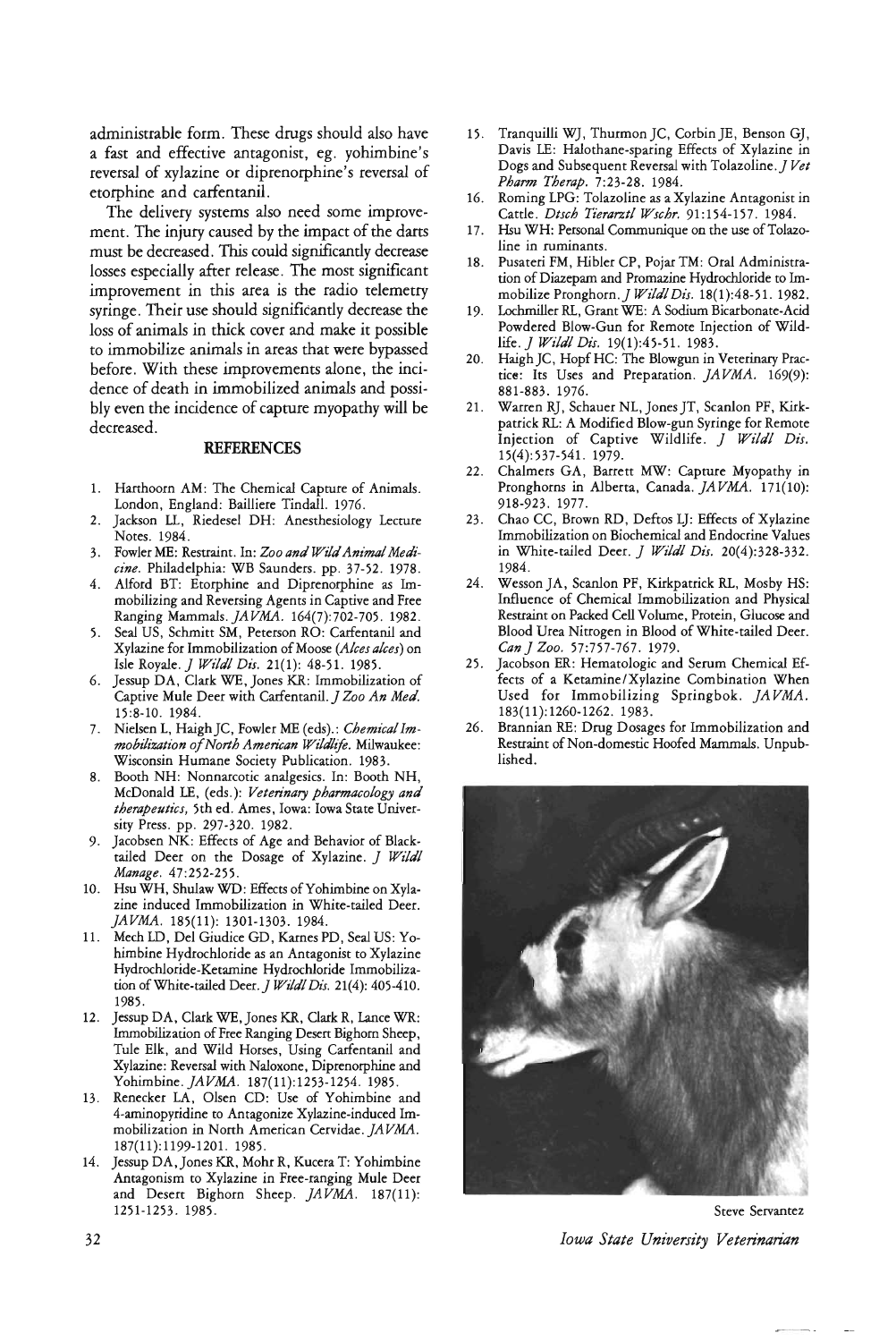administrable form. These drugs should also have a fast and effective antagonist, eg. yohimbine's reversal of xylazine or diprenorphine's reversal of etorphine and carfentanil.

The delivery systems also need some improvement. The injury caused by the impact of the darts must be decreased. This could significantly decrease losses especially after release. The most significant improvement in this area is the radio telemetry syringe. Their use should significantly decrease the loss of animals in thick cover and make it possible to immobilize animals in areas that were bypassed before. With these improvements alone, the incidence of death in immobilized animals and possibly even the incidence of capture myopathy will be decreased.

## REFERENCES

1. Harthoorn AM: The Chemical Capture of Animals. London, England: Bailliere Tindall. 1976.
2. Jackson LL, Riedesel DH: Anesthesiology Lecture Notes. 1984.
3. Fowler ME: Restraint. In: *Zoo and Wild Animal Medicine*. Philadelphia: WB Saunders. pp. 37-52. 1978.
4. Alford BT: Etorphine and Diprenorphine as Immobilizing and Reversing Agents in Captive and Free Ranging Mammals. *JAVMA*. 164(7):702-705. 1982.
5. Seal US, Schmitt SM, Peterson RO: Carfentanil and Xylazine for Immobilization of Moose (*Alces alces*) on Isle Royale. *J Wildl Dis*. 21(1): 48-51. 1985.
6. Jessup DA, Clark WE, Jones KR: Immobilization of Captive Mule Deer with Carfentanil. *J Zoo An Med*. 15:8-10. 1984.
7. Nielsen L, Haigh JC, Fowler ME (eds).: *Chemical Immobilization of North American Wildlife*. Milwaukee: Wisconsin Humane Society Publication. 1983.
8. Booth NH: Nonnarcotic analgesics. In: Booth NH, McDonald LE, (eds.): *Veterinary pharmacology and therapeutics*, 5th ed. Ames, Iowa: Iowa State University Press. pp. 297-320. 1982.
9. Jacobsen NK: Effects of Age and Behavior of Black-tailed Deer on the Dosage of Xylazine. *J Wildl Manage*. 47:252-255.
10. Hsu WH, Shulaw WD: Effects of Yohimbine on Xylazine induced Immobilization in White-tailed Deer. *JAVMA*. 185(11): 1301-1303. 1984.
11. Mech LD, Del Giudice GD, Karnes PD, Seal US: Yohimbine Hydrochloride as an Antagonist to Xylazine Hydrochloride-Ketamine Hydrochloride Immobilization of White-tailed Deer. *J Wildl Dis*. 21(4): 405-410. 1985.
12. Jessup DA, Clark WE, Jones KR, Clark R, Lance WR: Immobilization of Free Ranging Desert Bighorn Sheep, Tule Elk, and Wild Horses, Using Carfentanil and Xylazine: Reversal with Naloxone, Diprenorphine and Yohimbine. *JAVMA*. 187(11):1253-1254. 1985.
13. Renecker LA, Olsen CD: Use of Yohimbine and 4-aminopyridine to Antagonize Xylazine-induced Immobilization in North American Cervidae. *JAVMA*. 187(11):1199-1201. 1985.
14. Jessup DA, Jones KR, Mohr R, Kucera T: Yohimbine Antagonism to Xylazine in Free-ranging Mule Deer and Desert Bighorn Sheep. *JAVMA*. 187(11): 1251-1253. 1985.
15. Tranquilli WJ, Thurmon JC, Corbin JE, Benson GJ, Davis LE: Halothane-sparing Effects of Xylazine in Dogs and Subsequent Reversal with Tolazoline. *J Vet Pharm Therap*. 7:23-28. 1984.
16. Roming LPG: Tolazoline as a Xylazine Antagonist in Cattle. *Dtsch Tierarztl Wschr*. 91:154-157. 1984.
17. Hsu WH: Personal Communique on the use of Tolazoline in ruminants.
18. Pusateri FM, Hibler CP, Pojar TM: Oral Administration of Diazepam and Promazine Hydrochloride to Immobilize Pronghorn. *J Wildl Dis*. 18(1):48-51. 1982.
19. Lochmiller RL, Grant WE: A Sodium Bicarbonate-Acid Powdered Blow-Gun for Remote Injection of Wildlife. *J Wildl Dis*. 19(1):45-51. 1983.
20. Haigh JC, Hopf HC: The Blowgun in Veterinary Practice: Its Uses and Preparation. *JAVMA*. 169(9): 881-883. 1976.
21. Warren RJ, Schauer NL, Jones JT, Scanlon PF, Kirkpatrick RL: A Modified Blow-gun Syringe for Remote Injection of Captive Wildlife. *J Wildl Dis*. 15(4):537-541. 1979.
22. Chalmers GA, Barrett MW: Capture Myopathy in Pronghorns in Alberta, Canada. *JAVMA*. 171(10): 918-923. 1977.
23. Chao CC, Brown RD, Deftos LJ: Effects of Xylazine Immobilization on Biochemical and Endocrine Values in White-tailed Deer. *J Wildl Dis*. 20(4):328-332. 1984.
24. Wesson JA, Scanlon PF, Kirkpatrick RL, Mosby HS: Influence of Chemical Immobilization and Physical Restraint on Packed Cell Volume, Protein, Glucose and Blood Urea Nitrogen in Blood of White-tailed Deer. *Can J Zoo*. 57:757-767. 1979.
25. Jacobson ER: Hematologic and Serum Chemical Effects of a Ketamine/Xylazine Combination When Used for Immobilizing Springbok. *JAVMA*. 183(11):1260-1262. 1983.
26. Brannian RE: Drug Dosages for Immobilization and Restraint of Non-domestic Hoofed Mammals. Unpublished.

Steve Servantez